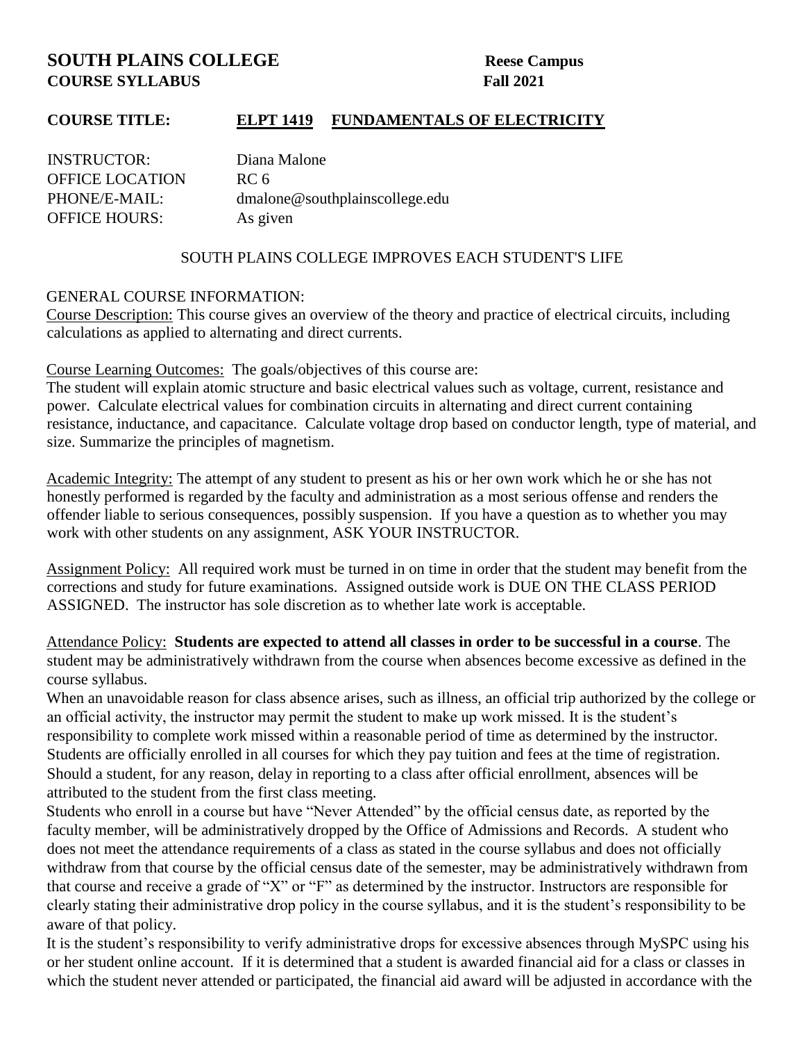# SOUTH PLAINS COLLEGE — Reese Campus

**COURSE SYLLABUS — Fall 2021**

**COURSE TITLE: ELPT 1419 FUNDAMENTALS OF ELECTRICITY**

INSTRUCTOR: Diana Malone
OFFICE LOCATION RC 6
PHONE/E-MAIL: dmalone@southplainscollege.edu
OFFICE HOURS: As given

SOUTH PLAINS COLLEGE IMPROVES EACH STUDENT'S LIFE

GENERAL COURSE INFORMATION:

Course Description: This course gives an overview of the theory and practice of electrical circuits, including calculations as applied to alternating and direct currents.

Course Learning Outcomes: The goals/objectives of this course are:
The student will explain atomic structure and basic electrical values such as voltage, current, resistance and power. Calculate electrical values for combination circuits in alternating and direct current containing resistance, inductance, and capacitance. Calculate voltage drop based on conductor length, type of material, and size. Summarize the principles of magnetism.

Academic Integrity: The attempt of any student to present as his or her own work which he or she has not honestly performed is regarded by the faculty and administration as a most serious offense and renders the offender liable to serious consequences, possibly suspension. If you have a question as to whether you may work with other students on any assignment, ASK YOUR INSTRUCTOR.

Assignment Policy: All required work must be turned in on time in order that the student may benefit from the corrections and study for future examinations. Assigned outside work is DUE ON THE CLASS PERIOD ASSIGNED. The instructor has sole discretion as to whether late work is acceptable.

Attendance Policy: **Students are expected to attend all classes in order to be successful in a course**. The student may be administratively withdrawn from the course when absences become excessive as defined in the course syllabus.
When an unavoidable reason for class absence arises, such as illness, an official trip authorized by the college or an official activity, the instructor may permit the student to make up work missed. It is the student's responsibility to complete work missed within a reasonable period of time as determined by the instructor. Students are officially enrolled in all courses for which they pay tuition and fees at the time of registration. Should a student, for any reason, delay in reporting to a class after official enrollment, absences will be attributed to the student from the first class meeting.
Students who enroll in a course but have "Never Attended" by the official census date, as reported by the faculty member, will be administratively dropped by the Office of Admissions and Records. A student who does not meet the attendance requirements of a class as stated in the course syllabus and does not officially withdraw from that course by the official census date of the semester, may be administratively withdrawn from that course and receive a grade of "X" or "F" as determined by the instructor. Instructors are responsible for clearly stating their administrative drop policy in the course syllabus, and it is the student's responsibility to be aware of that policy.
It is the student's responsibility to verify administrative drops for excessive absences through MySPC using his or her student online account. If it is determined that a student is awarded financial aid for a class or classes in which the student never attended or participated, the financial aid award will be adjusted in accordance with the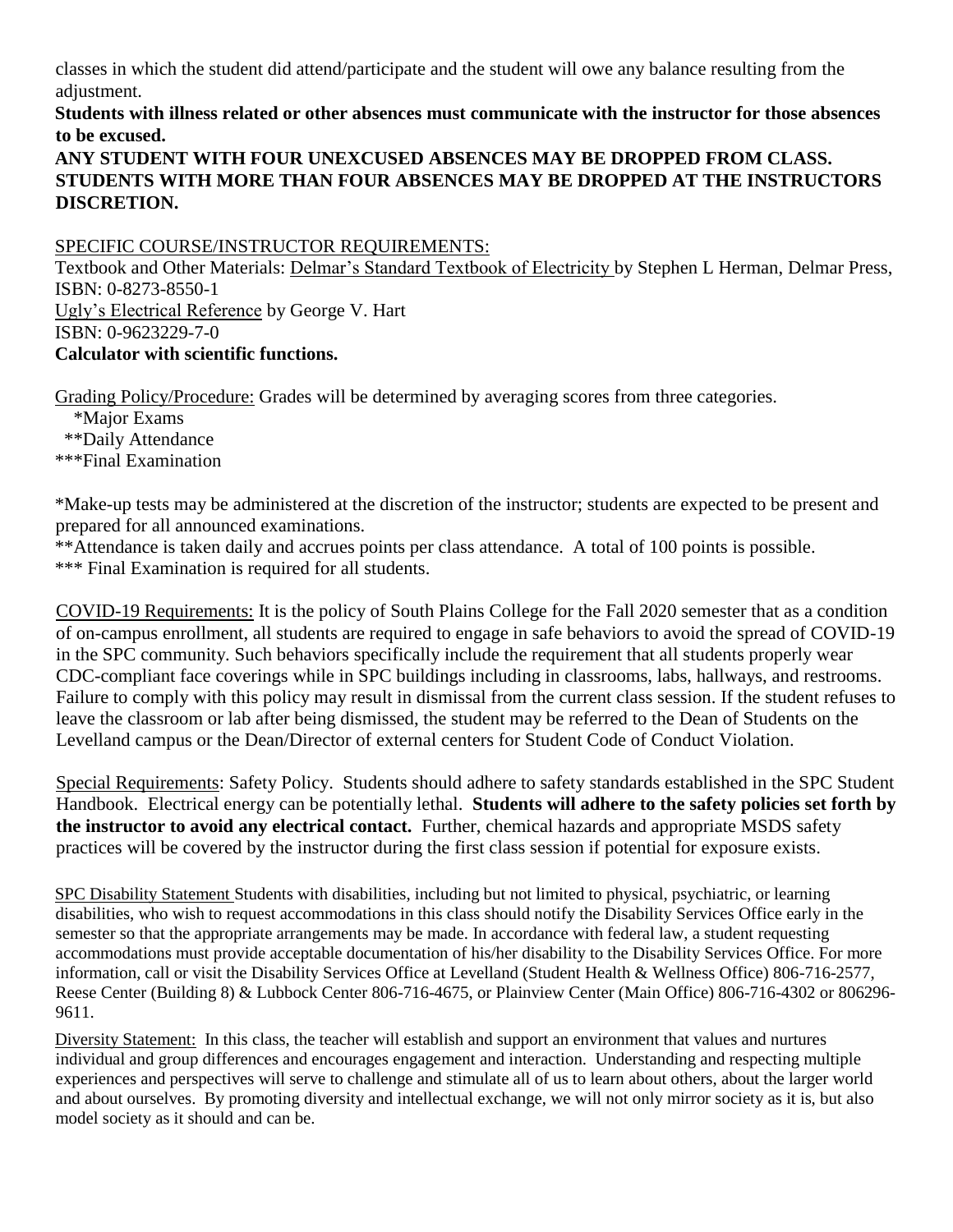classes in which the student did attend/participate and the student will owe any balance resulting from the adjustment.

**Students with illness related or other absences must communicate with the instructor for those absences to be excused.**

**ANY STUDENT WITH FOUR UNEXCUSED ABSENCES MAY BE DROPPED FROM CLASS. STUDENTS WITH MORE THAN FOUR ABSENCES MAY BE DROPPED AT THE INSTRUCTORS DISCRETION.**

SPECIFIC COURSE/INSTRUCTOR REQUIREMENTS:

Textbook and Other Materials: Delmar's Standard Textbook of Electricity by Stephen L Herman, Delmar Press, ISBN: 0-8273-8550-1

Ugly's Electrical Reference by George V. Hart
ISBN: 0-9623229-7-0

**Calculator with scientific functions.**

Grading Policy/Procedure: Grades will be determined by averaging scores from three categories.

*Major Exams
**Daily Attendance
***Final Examination

*Make-up tests may be administered at the discretion of the instructor; students are expected to be present and prepared for all announced examinations.

**Attendance is taken daily and accrues points per class attendance. A total of 100 points is possible.

*** Final Examination is required for all students.

COVID-19 Requirements: It is the policy of South Plains College for the Fall 2020 semester that as a condition of on-campus enrollment, all students are required to engage in safe behaviors to avoid the spread of COVID-19 in the SPC community. Such behaviors specifically include the requirement that all students properly wear CDC-compliant face coverings while in SPC buildings including in classrooms, labs, hallways, and restrooms. Failure to comply with this policy may result in dismissal from the current class session. If the student refuses to leave the classroom or lab after being dismissed, the student may be referred to the Dean of Students on the Levelland campus or the Dean/Director of external centers for Student Code of Conduct Violation.

Special Requirements: Safety Policy. Students should adhere to safety standards established in the SPC Student Handbook. Electrical energy can be potentially lethal. **Students will adhere to the safety policies set forth by the instructor to avoid any electrical contact.** Further, chemical hazards and appropriate MSDS safety practices will be covered by the instructor during the first class session if potential for exposure exists.

SPC Disability Statement Students with disabilities, including but not limited to physical, psychiatric, or learning disabilities, who wish to request accommodations in this class should notify the Disability Services Office early in the semester so that the appropriate arrangements may be made. In accordance with federal law, a student requesting accommodations must provide acceptable documentation of his/her disability to the Disability Services Office. For more information, call or visit the Disability Services Office at Levelland (Student Health & Wellness Office) 806-716-2577, Reese Center (Building 8) & Lubbock Center 806-716-4675, or Plainview Center (Main Office) 806-716-4302 or 806296-9611.

Diversity Statement: In this class, the teacher will establish and support an environment that values and nurtures individual and group differences and encourages engagement and interaction. Understanding and respecting multiple experiences and perspectives will serve to challenge and stimulate all of us to learn about others, about the larger world and about ourselves. By promoting diversity and intellectual exchange, we will not only mirror society as it is, but also model society as it should and can be.